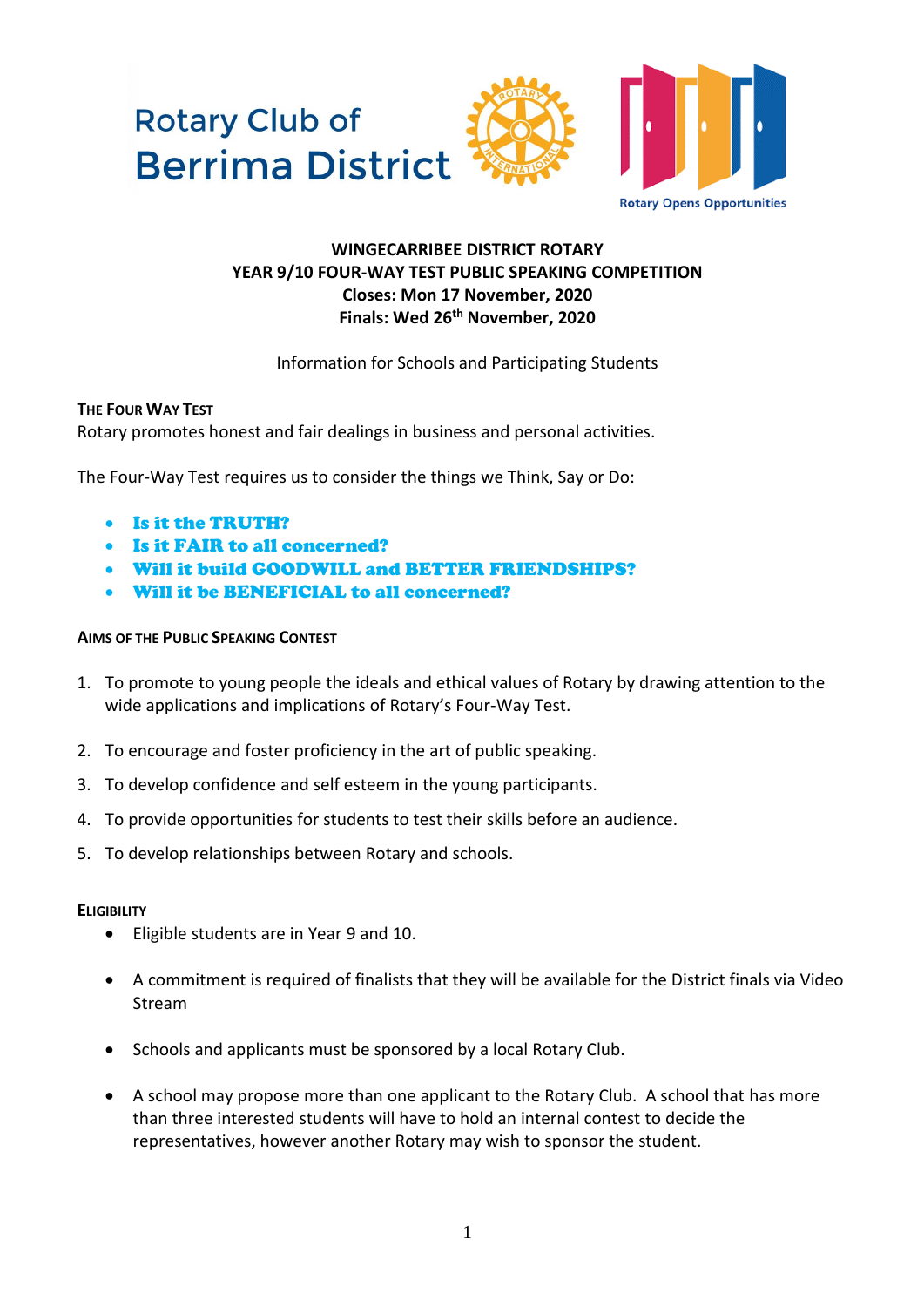Rotary Club of
Berrima District

Rotary Opens Opportunities

**WINGECARRIBEE DISTRICT ROTARY**
**YEAR 9/10 FOUR-WAY TEST PUBLIC SPEAKING COMPETITION**
**Closes: Mon 17 November, 2020**
**Finals: Wed 26th November, 2020**

Information for Schools and Participating Students

### The Four Way Test

Rotary promotes honest and fair dealings in business and personal activities.

The Four-Way Test requires us to consider the things we Think, Say or Do:

- **Is it the TRUTH?**
- **Is it FAIR to all concerned?**
- **Will it build GOODWILL and BETTER FRIENDSHIPS?**
- **Will it be BENEFICIAL to all concerned?**

### Aims of the Public Speaking Contest

1. To promote to young people the ideals and ethical values of Rotary by drawing attention to the wide applications and implications of Rotary's Four-Way Test.
2. To encourage and foster proficiency in the art of public speaking.
3. To develop confidence and self esteem in the young participants.
4. To provide opportunities for students to test their skills before an audience.
5. To develop relationships between Rotary and schools.

### Eligibility

- Eligible students are in Year 9 and 10.
- A commitment is required of finalists that they will be available for the District finals via Video Stream
- Schools and applicants must be sponsored by a local Rotary Club.
- A school may propose more than one applicant to the Rotary Club. A school that has more than three interested students will have to hold an internal contest to decide the representatives, however another Rotary may wish to sponsor the student.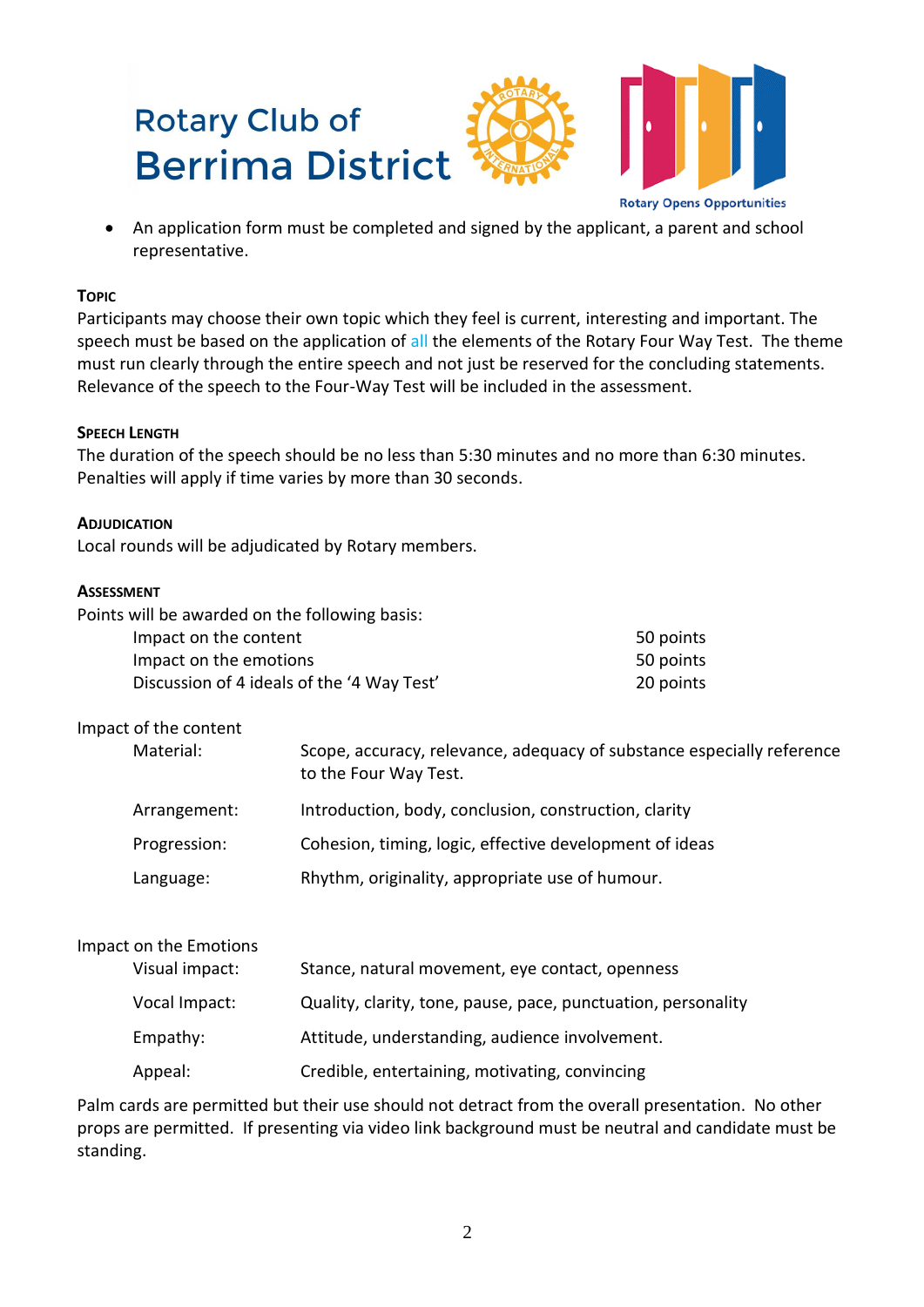Rotary Club of
Berrima District

- An application form must be completed and signed by the applicant, a parent and school representative.

**TOPIC**

Participants may choose their own topic which they feel is current, interesting and important. The speech must be based on the application of all the elements of the Rotary Four Way Test. The theme must run clearly through the entire speech and not just be reserved for the concluding statements. Relevance of the speech to the Four-Way Test will be included in the assessment.

**SPEECH LENGTH**

The duration of the speech should be no less than 5:30 minutes and no more than 6:30 minutes. Penalties will apply if time varies by more than 30 seconds.

**ADJUDICATION**

Local rounds will be adjudicated by Rotary members.

**ASSESSMENT**

Points will be awarded on the following basis:

| | |
|---|---|
| Impact on the content | 50 points |
| Impact on the emotions | 50 points |
| Discussion of 4 ideals of the '4 Way Test' | 20 points |

Impact of the content

| | |
|---|---|
| Material: | Scope, accuracy, relevance, adequacy of substance especially reference to the Four Way Test. |
| Arrangement: | Introduction, body, conclusion, construction, clarity |
| Progression: | Cohesion, timing, logic, effective development of ideas |
| Language: | Rhythm, originality, appropriate use of humour. |

Impact on the Emotions

| | |
|---|---|
| Visual impact: | Stance, natural movement, eye contact, openness |
| Vocal Impact: | Quality, clarity, tone, pause, pace, punctuation, personality |
| Empathy: | Attitude, understanding, audience involvement. |
| Appeal: | Credible, entertaining, motivating, convincing |

Palm cards are permitted but their use should not detract from the overall presentation. No other props are permitted. If presenting via video link background must be neutral and candidate must be standing.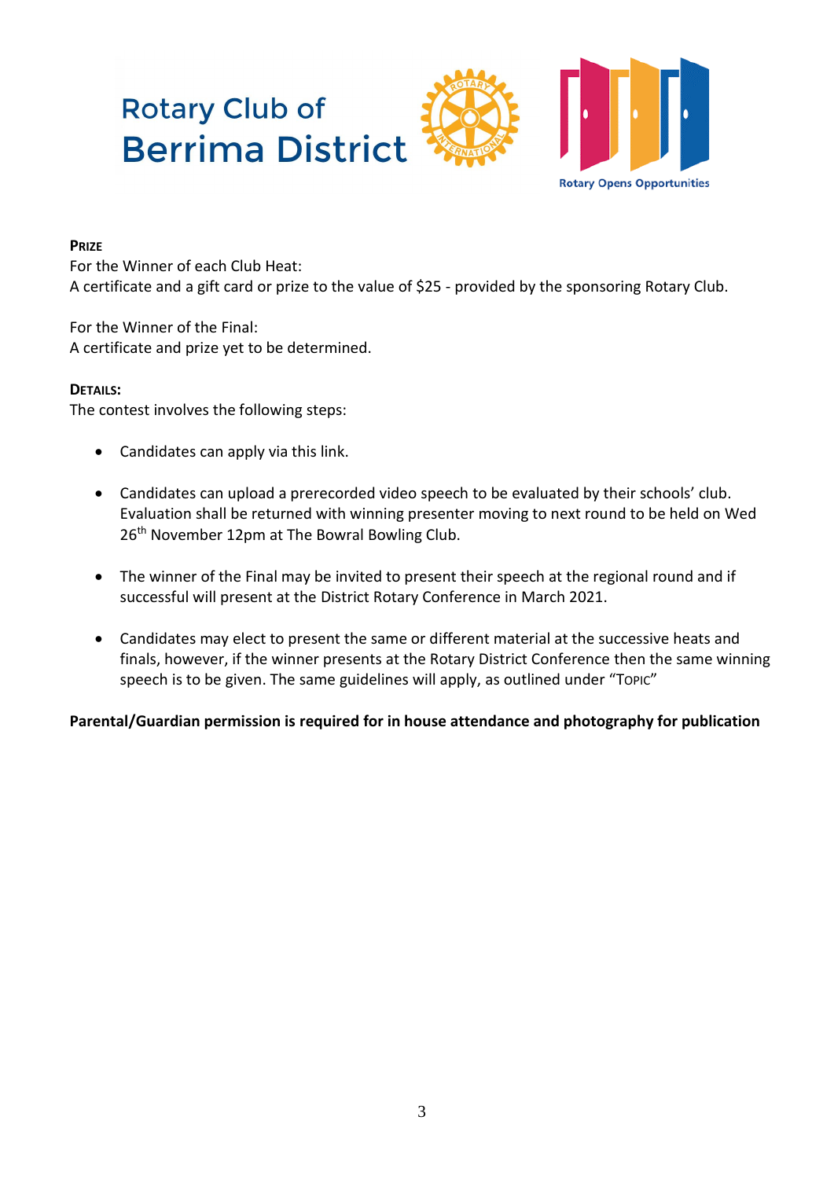Rotary Club of
Berrima District

Rotary Opens Opportunities

**PRIZE**

For the Winner of each Club Heat:
A certificate and a gift card or prize to the value of $25 - provided by the sponsoring Rotary Club.

For the Winner of the Final:
A certificate and prize yet to be determined.

**DETAILS:**

The contest involves the following steps:

- Candidates can apply via this link.
- Candidates can upload a prerecorded video speech to be evaluated by their schools' club. Evaluation shall be returned with winning presenter moving to next round to be held on Wed 26th November 12pm at The Bowral Bowling Club.
- The winner of the Final may be invited to present their speech at the regional round and if successful will present at the District Rotary Conference in March 2021.
- Candidates may elect to present the same or different material at the successive heats and finals, however, if the winner presents at the Rotary District Conference then the same winning speech is to be given. The same guidelines will apply, as outlined under "TOPIC"

**Parental/Guardian permission is required for in house attendance and photography for publication**